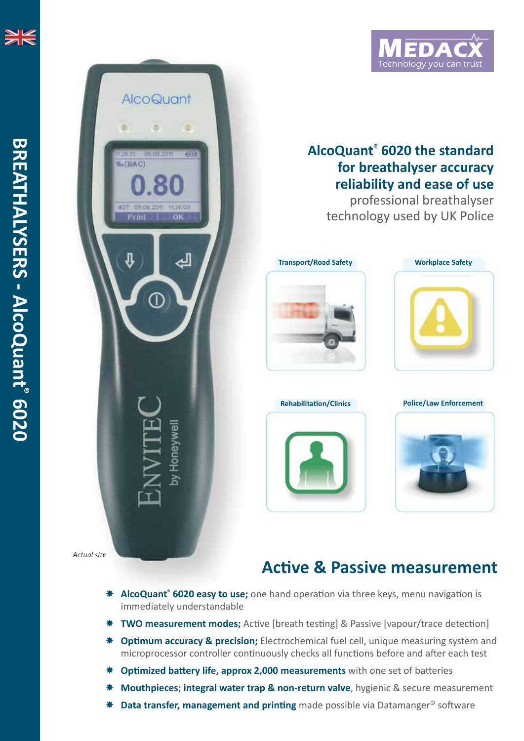BREATHALYSERS - AlcoQuant® 6020

MEDACX
Technology you can trust

## AlcoQuant® 6020 the standard for breathalyser accuracy reliability and ease of use

professional breathalyser technology used by UK Police

Transport/Road Safety

Workplace Safety

Rehabilitation/Clinics

Police/Law Enforcement

*Actual size*

## Active & Passive measurement

- **AlcoQuant® 6020 easy to use;** one hand operation via three keys, menu navigation is immediately understandable
- **TWO measurement modes;** Active [breath testing] & Passive [vapour/trace detection]
- **Optimum accuracy & precision;** Electrochemical fuel cell, unique measuring system and microprocessor controller continuously checks all functions before and after each test
- **Optimized battery life, approx 2,000 measurements** with one set of batteries
- **Mouthpieces; integral water trap & non-return valve**, hygienic & secure measurement
- **Data transfer, management and printing** made possible via Datamanger© software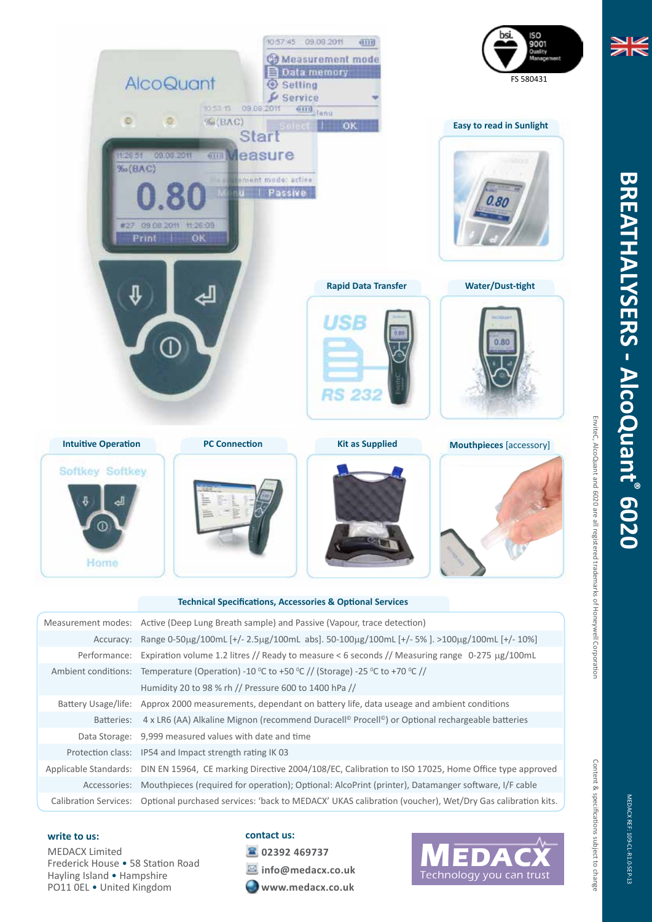# BREATHALYSERS - AlcoQuant® 6020

FS 580431

Easy to read in Sunlight

Rapid Data Transfer

Water/Dust-tight

Intuitive Operation

PC Connection

Kit as Supplied

Mouthpieces [accessory]

## Technical Specifications, Accessories & Optional Services

| | |
|---|---|
| Measurement modes: | Active (Deep Lung Breath sample) and Passive (Vapour, trace detection) |
| Accuracy: | Range 0-50µg/100mL [+/- 2.5µg/100mL abs]. 50-100µg/100mL [+/- 5% ]. >100µg/100mL [+/- 10%] |
| Performance: | Expiration volume 1.2 litres // Ready to measure < 6 seconds // Measuring range 0-275 µg/100mL |
| Ambient conditions: | Temperature (Operation) -10 °C to +50 °C // (Storage) -25 °C to +70 °C // Humidity 20 to 98 % rh // Pressure 600 to 1400 hPa // |
| Battery Usage/life: | Approx 2000 measurements, dependant on battery life, data useage and ambient conditions |
| Batteries: | 4 x LR6 (AA) Alkaline Mignon (recommend Duracell© Procell©) or Optional rechargeable batteries |
| Data Storage: | 9,999 measured values with date and time |
| Protection class: | IP54 and Impact strength rating IK 03 |
| Applicable Standards: | DIN EN 15964, CE marking Directive 2004/108/EC, Calibration to ISO 17025, Home Office type approved |
| Accessories: | Mouthpieces (required for operation); Optional: AlcoPrint (printer), Datamanger software, I/F cable |
| Calibration Services: | Optional purchased services: 'back to MEDACX' UKAS calibration (voucher), Wet/Dry Gas calibration kits. |

**write to us:**

MEDACX Limited
Frederick House • 58 Station Road
Hayling Island • Hampshire
PO11 0EL • United Kingdom

**contact us:**

02392 469737
info@medacx.co.uk
www.medacx.co.uk

MEDACX
Technology you can trust

EnviteC, AlcoQuant and 6020 are all registered trademarks of Honeywell Corporation

Content & specifications subject to change

MEDACX REF: 109-CL-R1.0-SEP-13